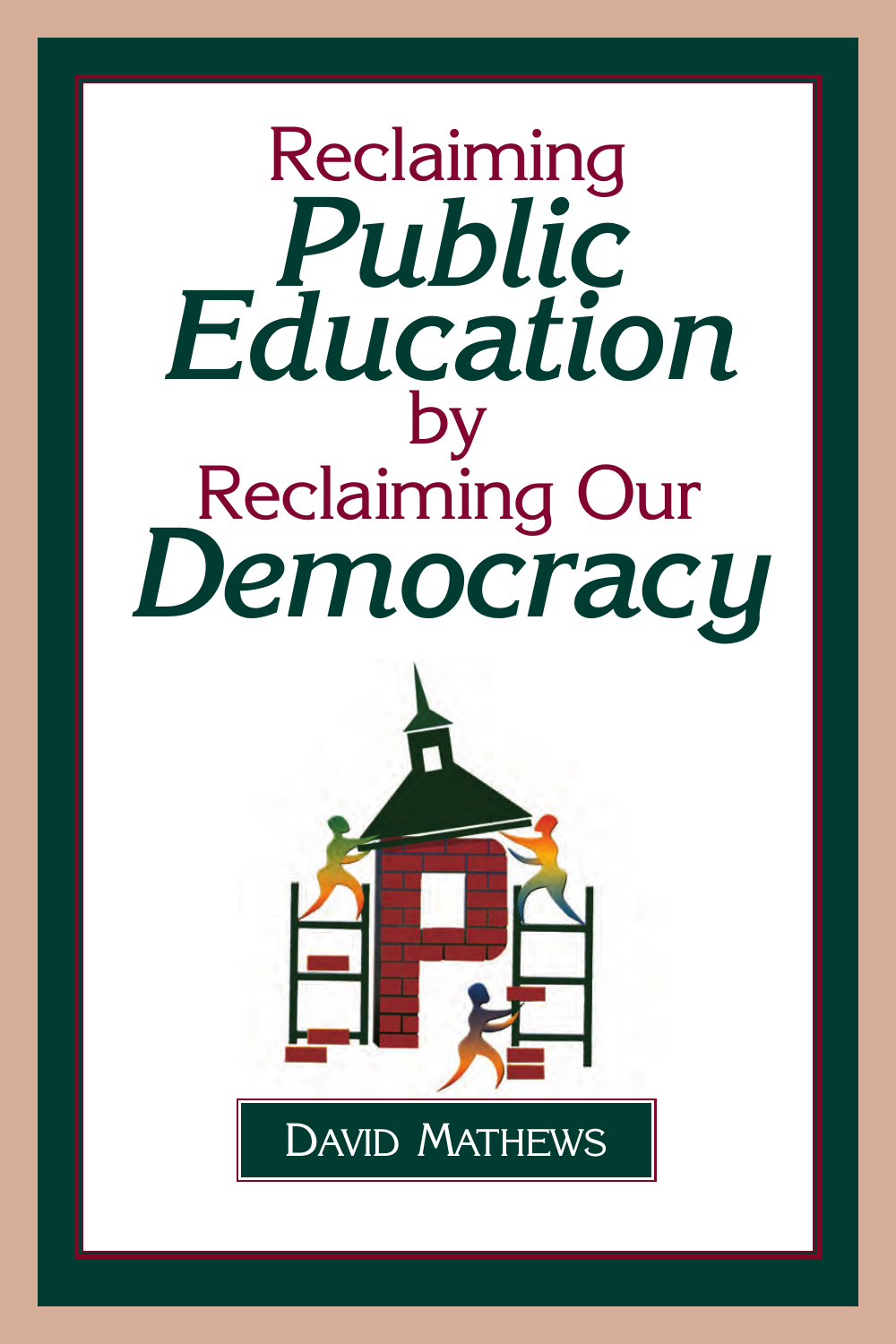# Reclaiming *Public Education* by Reclaiming Our *Democracy*

David Mathews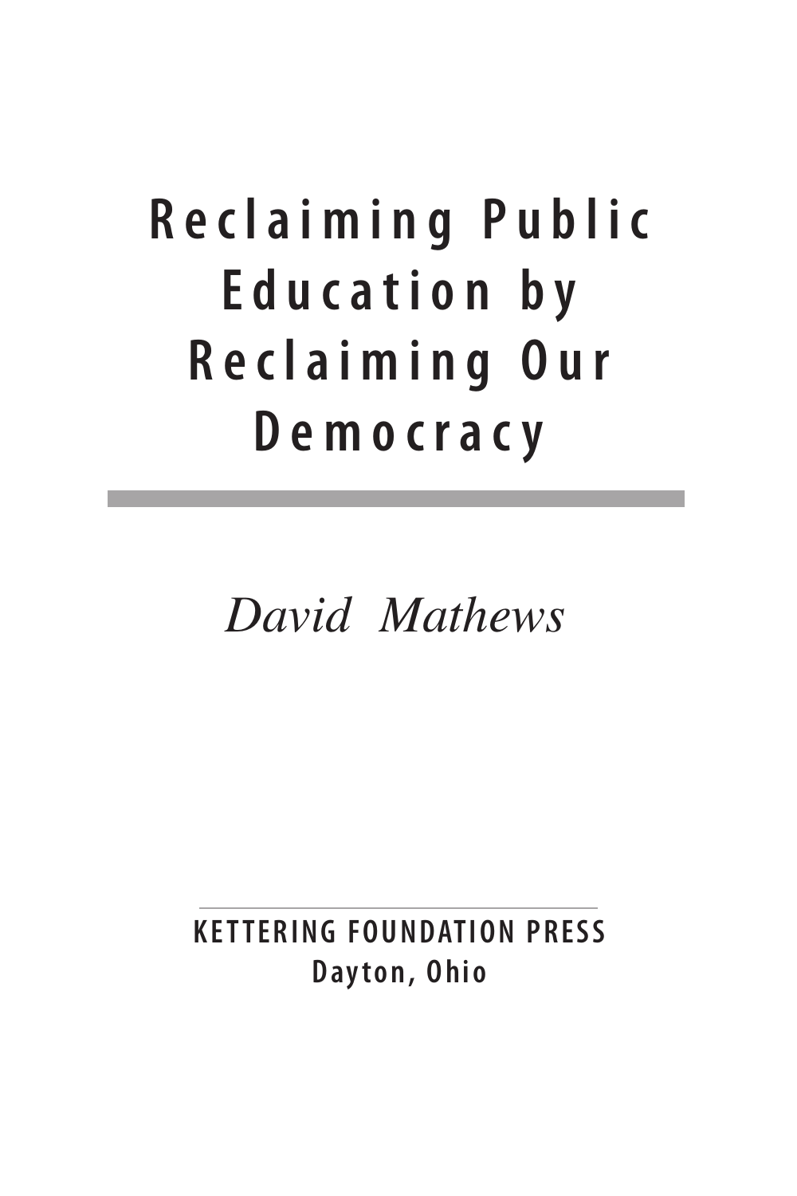# Reclaiming Public Education by Reclaiming Our Democracy

*David Mathews*

KETTERING FOUNDATION PRESS
Dayton, Ohio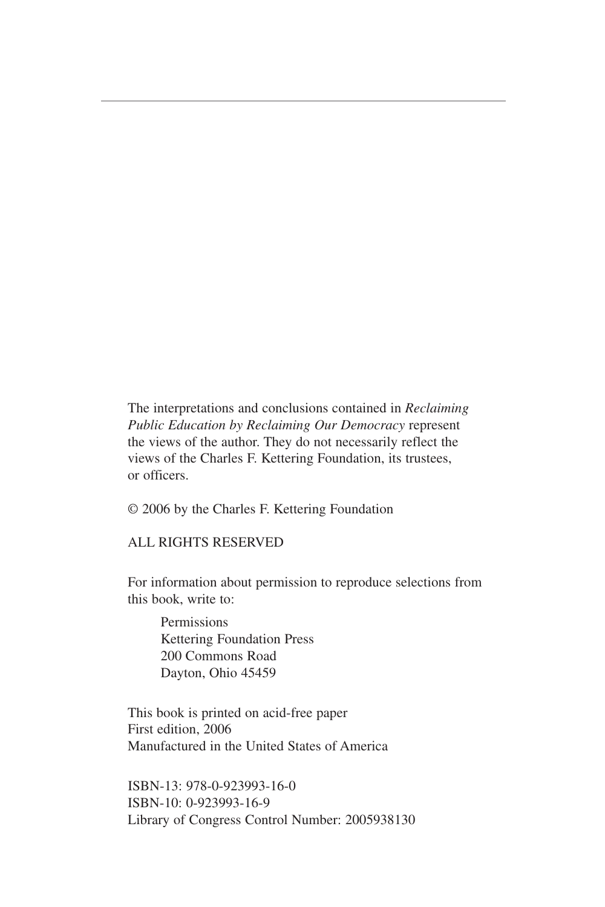The interpretations and conclusions contained in *Reclaiming Public Education by Reclaiming Our Democracy* represent the views of the author. They do not necessarily reflect the views of the Charles F. Kettering Foundation, its trustees, or officers.

© 2006 by the Charles F. Kettering Foundation

ALL RIGHTS RESERVED

For information about permission to reproduce selections from this book, write to:

Permissions
Kettering Foundation Press
200 Commons Road
Dayton, Ohio 45459

This book is printed on acid-free paper
First edition, 2006
Manufactured in the United States of America

ISBN-13: 978-0-923993-16-0
ISBN-10: 0-923993-16-9
Library of Congress Control Number: 2005938130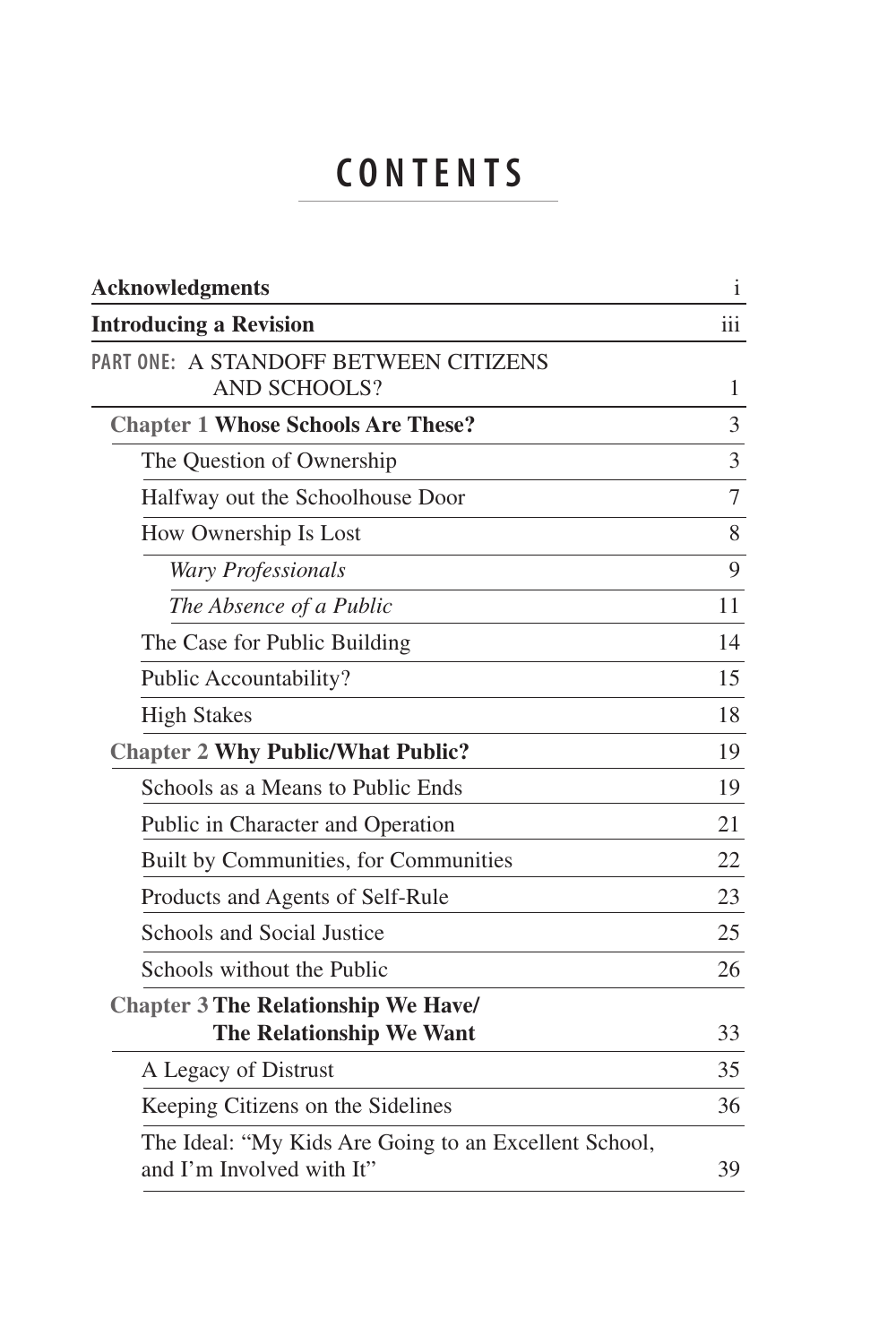# CONTENTS

| | |
|---|---|
| **Acknowledgments** | i |
| **Introducing a Revision** | iii |
| PART ONE: A STANDOFF BETWEEN CITIZENS AND SCHOOLS? | 1 |
| **Chapter 1 Whose Schools Are These?** | 3 |
| The Question of Ownership | 3 |
| Halfway out the Schoolhouse Door | 7 |
| How Ownership Is Lost | 8 |
| *Wary Professionals* | 9 |
| *The Absence of a Public* | 11 |
| The Case for Public Building | 14 |
| Public Accountability? | 15 |
| High Stakes | 18 |
| **Chapter 2 Why Public/What Public?** | 19 |
| Schools as a Means to Public Ends | 19 |
| Public in Character and Operation | 21 |
| Built by Communities, for Communities | 22 |
| Products and Agents of Self-Rule | 23 |
| Schools and Social Justice | 25 |
| Schools without the Public | 26 |
| **Chapter 3 The Relationship We Have/ The Relationship We Want** | 33 |
| A Legacy of Distrust | 35 |
| Keeping Citizens on the Sidelines | 36 |
| The Ideal: "My Kids Are Going to an Excellent School, and I'm Involved with It" | 39 |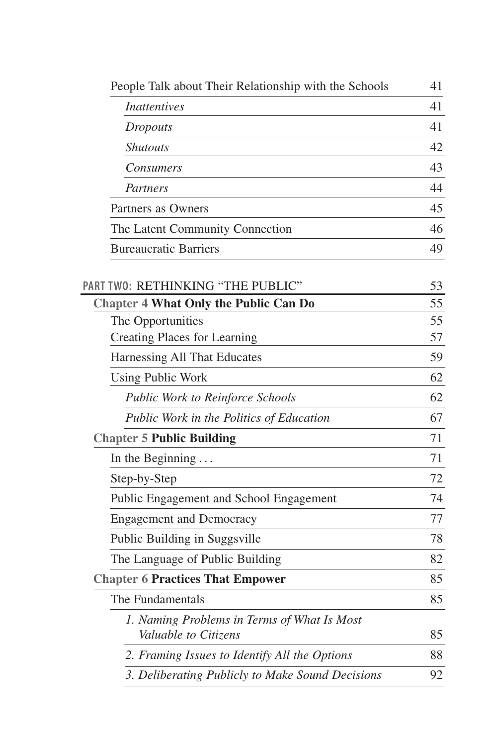| | |
|---|---|
| People Talk about Their Relationship with the Schools | 41 |
| *Inattentives* | 41 |
| *Dropouts* | 41 |
| *Shutouts* | 42 |
| *Consumers* | 43 |
| *Partners* | 44 |
| Partners as Owners | 45 |
| The Latent Community Connection | 46 |
| Bureaucratic Barriers | 49 |

| | |
|---|---|
| **PART TWO:** RETHINKING "THE PUBLIC" | 53 |
| **Chapter 4 What Only the Public Can Do** | 55 |
| The Opportunities | 55 |
| Creating Places for Learning | 57 |
| Harnessing All That Educates | 59 |
| Using Public Work | 62 |
| *Public Work to Reinforce Schools* | 62 |
| *Public Work in the Politics of Education* | 67 |
| **Chapter 5 Public Building** | 71 |
| In the Beginning . . . | 71 |
| Step-by-Step | 72 |
| Public Engagement and School Engagement | 74 |
| Engagement and Democracy | 77 |
| Public Building in Suggsville | 78 |
| The Language of Public Building | 82 |
| **Chapter 6 Practices That Empower** | 85 |
| The Fundamentals | 85 |
| *1. Naming Problems in Terms of What Is Most Valuable to Citizens* | 85 |
| *2. Framing Issues to Identify All the Options* | 88 |
| *3. Deliberating Publicly to Make Sound Decisions* | 92 |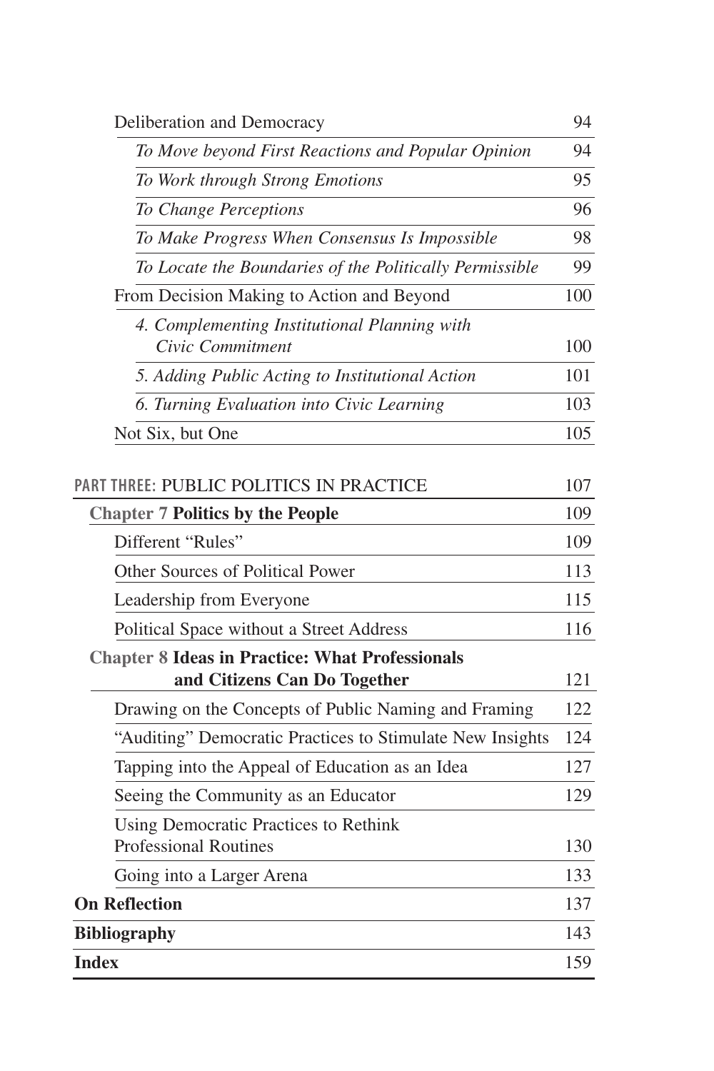Deliberation and Democracy 94

*To Move beyond First Reactions and Popular Opinion* 94

*To Work through Strong Emotions* 95

*To Change Perceptions* 96

*To Make Progress When Consensus Is Impossible* 98

*To Locate the Boundaries of the Politically Permissible* 99

From Decision Making to Action and Beyond 100

*4. Complementing Institutional Planning with Civic Commitment* 100

*5. Adding Public Acting to Institutional Action* 101

*6. Turning Evaluation into Civic Learning* 103

Not Six, but One 105

PART THREE: PUBLIC POLITICS IN PRACTICE 107

**Chapter 7 Politics by the People** 109

Different "Rules" 109

Other Sources of Political Power 113

Leadership from Everyone 115

Political Space without a Street Address 116

**Chapter 8 Ideas in Practice: What Professionals and Citizens Can Do Together** 121

Drawing on the Concepts of Public Naming and Framing 122

"Auditing" Democratic Practices to Stimulate New Insights 124

Tapping into the Appeal of Education as an Idea 127

Seeing the Community as an Educator 129

Using Democratic Practices to Rethink Professional Routines 130

Going into a Larger Arena 133

**On Reflection** 137

**Bibliography** 143

**Index** 159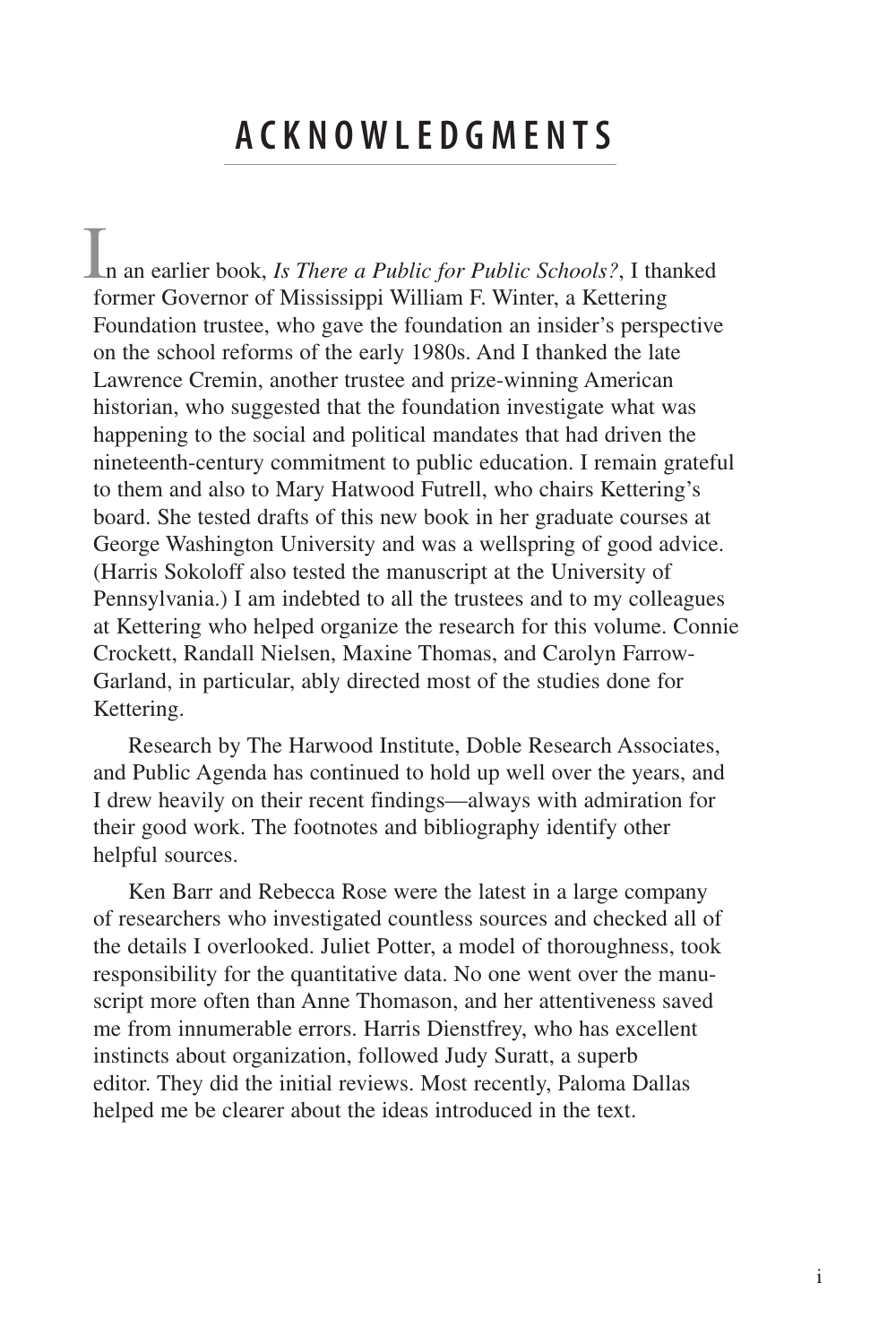# ACKNOWLEDGMENTS

In an earlier book, *Is There a Public for Public Schools?*, I thanked former Governor of Mississippi William F. Winter, a Kettering Foundation trustee, who gave the foundation an insider's perspective on the school reforms of the early 1980s. And I thanked the late Lawrence Cremin, another trustee and prize-winning American historian, who suggested that the foundation investigate what was happening to the social and political mandates that had driven the nineteenth-century commitment to public education. I remain grateful to them and also to Mary Hatwood Futrell, who chairs Kettering's board. She tested drafts of this new book in her graduate courses at George Washington University and was a wellspring of good advice. (Harris Sokoloff also tested the manuscript at the University of Pennsylvania.) I am indebted to all the trustees and to my colleagues at Kettering who helped organize the research for this volume. Connie Crockett, Randall Nielsen, Maxine Thomas, and Carolyn Farrow-Garland, in particular, ably directed most of the studies done for Kettering.

Research by The Harwood Institute, Doble Research Associates, and Public Agenda has continued to hold up well over the years, and I drew heavily on their recent findings—always with admiration for their good work. The footnotes and bibliography identify other helpful sources.

Ken Barr and Rebecca Rose were the latest in a large company of researchers who investigated countless sources and checked all of the details I overlooked. Juliet Potter, a model of thoroughness, took responsibility for the quantitative data. No one went over the manuscript more often than Anne Thomason, and her attentiveness saved me from innumerable errors. Harris Dienstfrey, who has excellent instincts about organization, followed Judy Suratt, a superb editor. They did the initial reviews. Most recently, Paloma Dallas helped me be clearer about the ideas introduced in the text.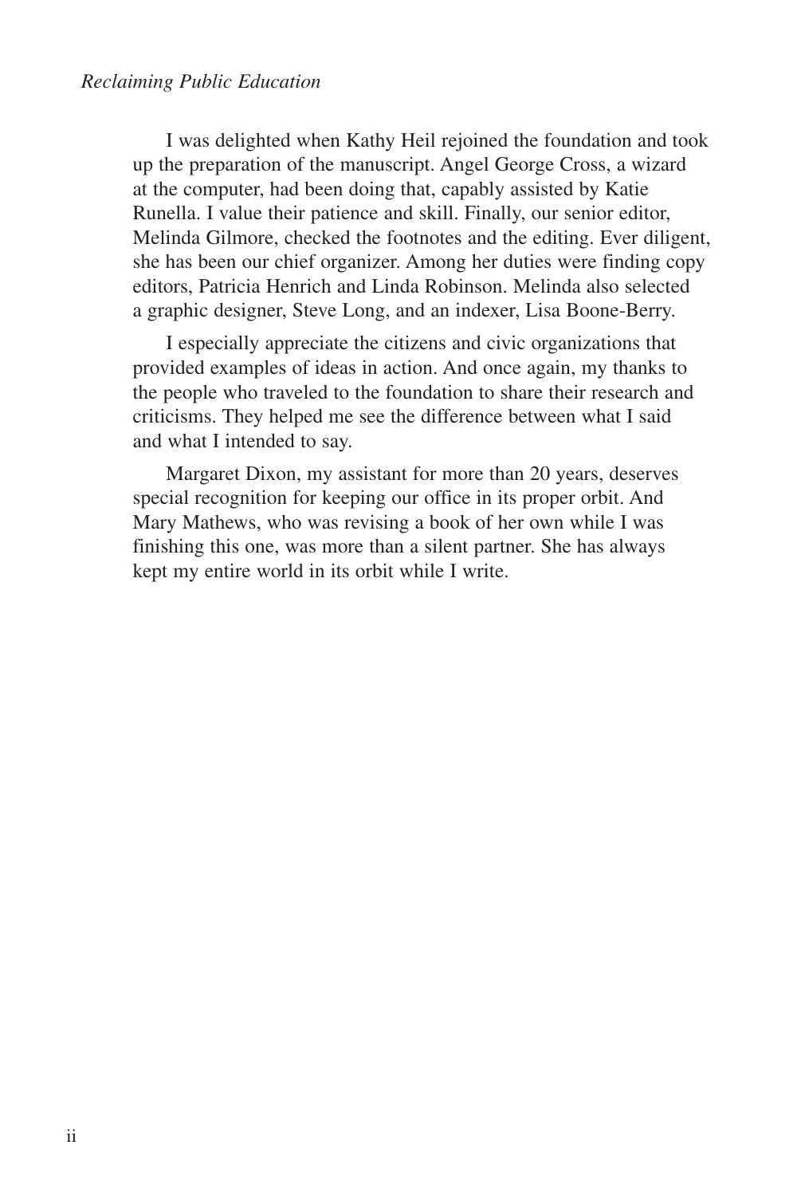I was delighted when Kathy Heil rejoined the foundation and took up the preparation of the manuscript. Angel George Cross, a wizard at the computer, had been doing that, capably assisted by Katie Runella. I value their patience and skill. Finally, our senior editor, Melinda Gilmore, checked the footnotes and the editing. Ever diligent, she has been our chief organizer. Among her duties were finding copy editors, Patricia Henrich and Linda Robinson. Melinda also selected a graphic designer, Steve Long, and an indexer, Lisa Boone-Berry.

I especially appreciate the citizens and civic organizations that provided examples of ideas in action. And once again, my thanks to the people who traveled to the foundation to share their research and criticisms. They helped me see the difference between what I said and what I intended to say.

Margaret Dixon, my assistant for more than 20 years, deserves special recognition for keeping our office in its proper orbit. And Mary Mathews, who was revising a book of her own while I was finishing this one, was more than a silent partner. She has always kept my entire world in its orbit while I write.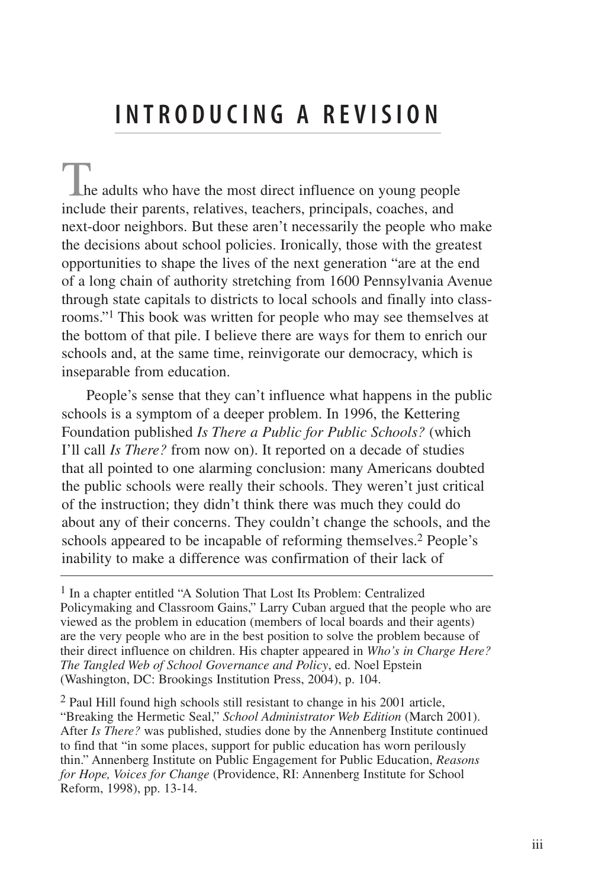# INTRODUCING A REVISION

The adults who have the most direct influence on young people include their parents, relatives, teachers, principals, coaches, and next-door neighbors. But these aren't necessarily the people who make the decisions about school policies. Ironically, those with the greatest opportunities to shape the lives of the next generation "are at the end of a long chain of authority stretching from 1600 Pennsylvania Avenue through state capitals to districts to local schools and finally into classrooms."[1] This book was written for people who may see themselves at the bottom of that pile. I believe there are ways for them to enrich our schools and, at the same time, reinvigorate our democracy, which is inseparable from education.

People's sense that they can't influence what happens in the public schools is a symptom of a deeper problem. In 1996, the Kettering Foundation published *Is There a Public for Public Schools?* (which I'll call *Is There?* from now on). It reported on a decade of studies that all pointed to one alarming conclusion: many Americans doubted the public schools were really their schools. They weren't just critical of the instruction; they didn't think there was much they could do about any of their concerns. They couldn't change the schools, and the schools appeared to be incapable of reforming themselves.[2] People's inability to make a difference was confirmation of their lack of

---

[1] In a chapter entitled "A Solution That Lost Its Problem: Centralized Policymaking and Classroom Gains," Larry Cuban argued that the people who are viewed as the problem in education (members of local boards and their agents) are the very people who are in the best position to solve the problem because of their direct influence on children. His chapter appeared in *Who's in Charge Here? The Tangled Web of School Governance and Policy*, ed. Noel Epstein (Washington, DC: Brookings Institution Press, 2004), p. 104.

[2] Paul Hill found high schools still resistant to change in his 2001 article, "Breaking the Hermetic Seal," *School Administrator Web Edition* (March 2001). After *Is There?* was published, studies done by the Annenberg Institute continued to find that "in some places, support for public education has worn perilously thin." Annenberg Institute on Public Engagement for Public Education, *Reasons for Hope, Voices for Change* (Providence, RI: Annenberg Institute for School Reform, 1998), pp. 13-14.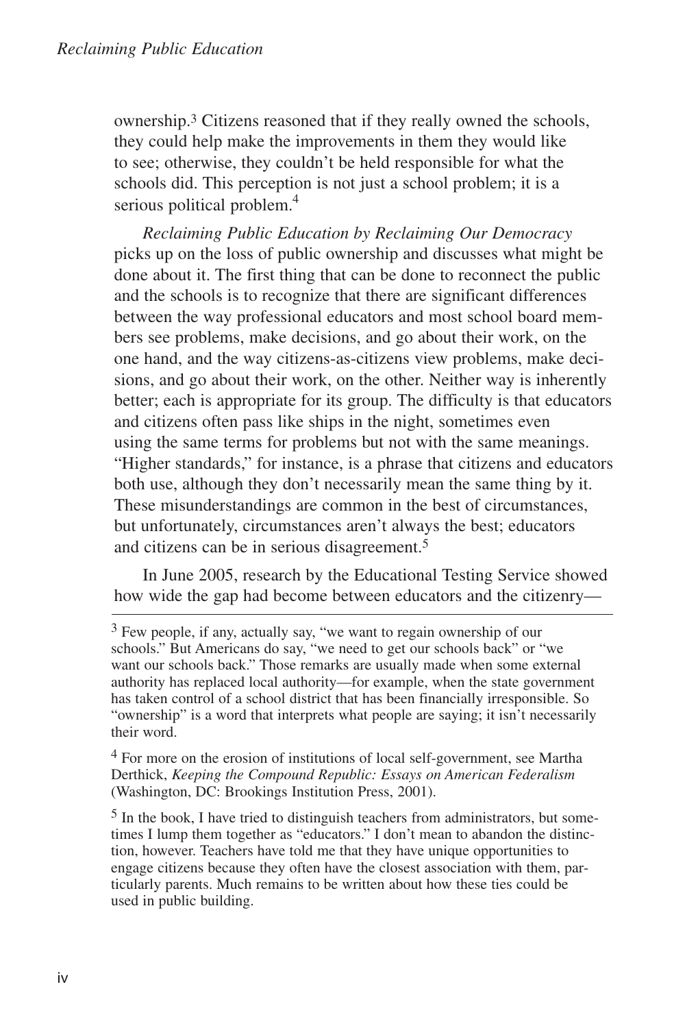ownership.[3] Citizens reasoned that if they really owned the schools, they could help make the improvements in them they would like to see; otherwise, they couldn't be held responsible for what the schools did. This perception is not just a school problem; it is a serious political problem.[4]

*Reclaiming Public Education by Reclaiming Our Democracy* picks up on the loss of public ownership and discusses what might be done about it. The first thing that can be done to reconnect the public and the schools is to recognize that there are significant differences between the way professional educators and most school board members see problems, make decisions, and go about their work, on the one hand, and the way citizens-as-citizens view problems, make decisions, and go about their work, on the other. Neither way is inherently better; each is appropriate for its group. The difficulty is that educators and citizens often pass like ships in the night, sometimes even using the same terms for problems but not with the same meanings. "Higher standards," for instance, is a phrase that citizens and educators both use, although they don't necessarily mean the same thing by it. These misunderstandings are common in the best of circumstances, but unfortunately, circumstances aren't always the best; educators and citizens can be in serious disagreement.[5]

In June 2005, research by the Educational Testing Service showed how wide the gap had become between educators and the citizenry—

---

[3] Few people, if any, actually say, "we want to regain ownership of our schools." But Americans do say, "we need to get our schools back" or "we want our schools back." Those remarks are usually made when some external authority has replaced local authority—for example, when the state government has taken control of a school district that has been financially irresponsible. So "ownership" is a word that interprets what people are saying; it isn't necessarily their word.

[4] For more on the erosion of institutions of local self-government, see Martha Derthick, *Keeping the Compound Republic: Essays on American Federalism* (Washington, DC: Brookings Institution Press, 2001).

[5] In the book, I have tried to distinguish teachers from administrators, but sometimes I lump them together as "educators." I don't mean to abandon the distinction, however. Teachers have told me that they have unique opportunities to engage citizens because they often have the closest association with them, particularly parents. Much remains to be written about how these ties could be used in public building.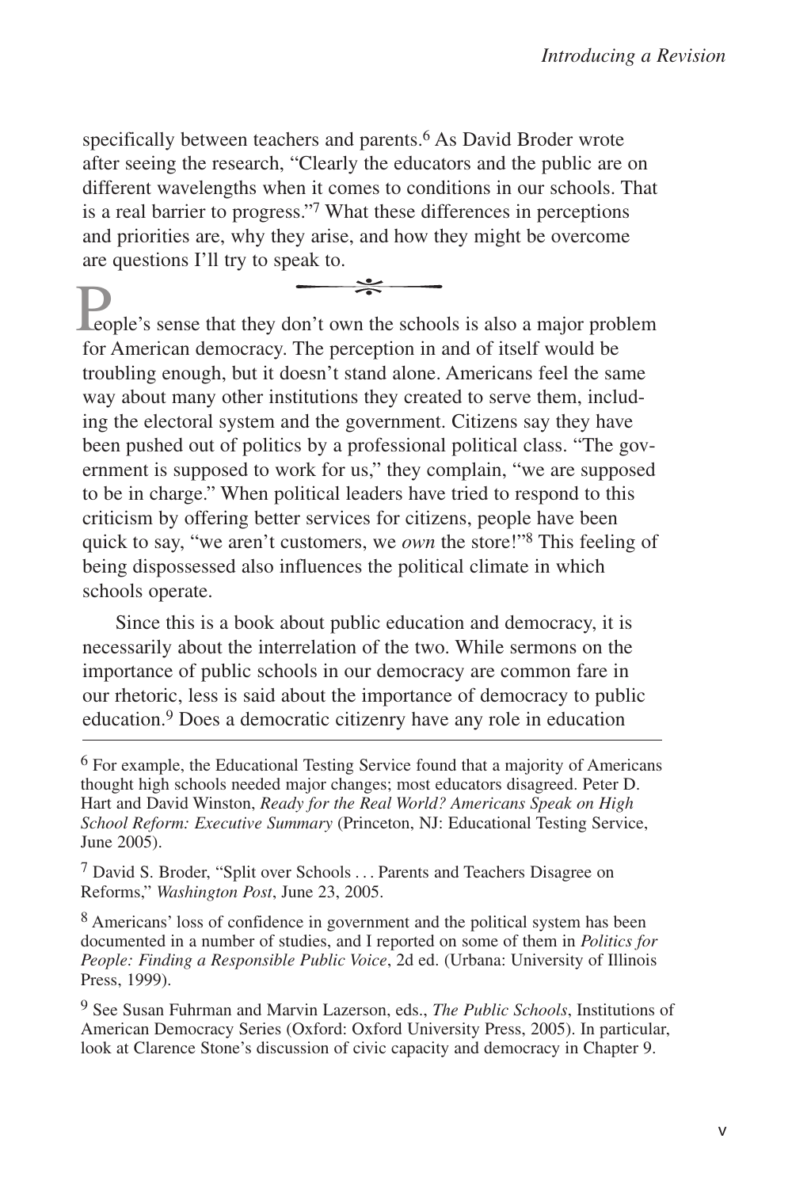specifically between teachers and parents.[6] As David Broder wrote after seeing the research, "Clearly the educators and the public are on different wavelengths when it comes to conditions in our schools. That is a real barrier to progress."[7] What these differences in perceptions and priorities are, why they arise, and how they might be overcome are questions I'll try to speak to.

---

People's sense that they don't own the schools is also a major problem for American democracy. The perception in and of itself would be troubling enough, but it doesn't stand alone. Americans feel the same way about many other institutions they created to serve them, including the electoral system and the government. Citizens say they have been pushed out of politics by a professional political class. "The government is supposed to work for us," they complain, "we are supposed to be in charge." When political leaders have tried to respond to this criticism by offering better services for citizens, people have been quick to say, "we aren't customers, we *own* the store!"[8] This feeling of being dispossessed also influences the political climate in which schools operate.

Since this is a book about public education and democracy, it is necessarily about the interrelation of the two. While sermons on the importance of public schools in our democracy are common fare in our rhetoric, less is said about the importance of democracy to public education.[9] Does a democratic citizenry have any role in education

---

[6] For example, the Educational Testing Service found that a majority of Americans thought high schools needed major changes; most educators disagreed. Peter D. Hart and David Winston, *Ready for the Real World? Americans Speak on High School Reform: Executive Summary* (Princeton, NJ: Educational Testing Service, June 2005).

[7] David S. Broder, "Split over Schools . . . Parents and Teachers Disagree on Reforms," *Washington Post*, June 23, 2005.

[8] Americans' loss of confidence in government and the political system has been documented in a number of studies, and I reported on some of them in *Politics for People: Finding a Responsible Public Voice*, 2d ed. (Urbana: University of Illinois Press, 1999).

[9] See Susan Fuhrman and Marvin Lazerson, eds., *The Public Schools*, Institutions of American Democracy Series (Oxford: Oxford University Press, 2005). In particular, look at Clarence Stone's discussion of civic capacity and democracy in Chapter 9.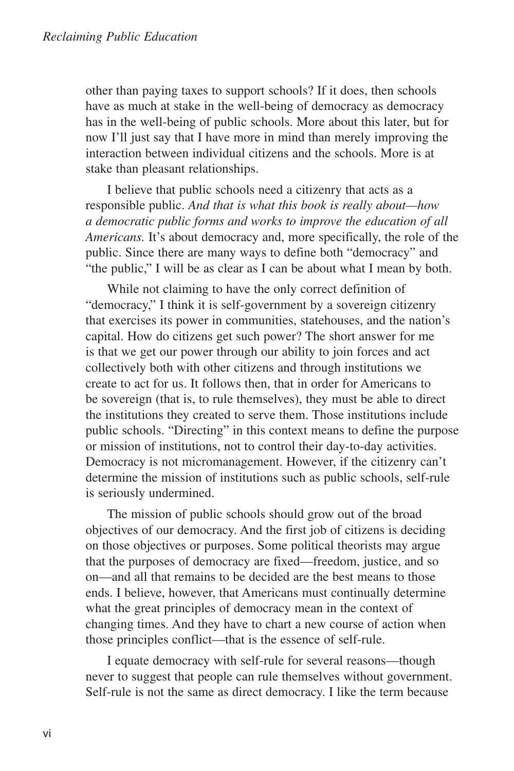other than paying taxes to support schools? If it does, then schools have as much at stake in the well-being of democracy as democracy has in the well-being of public schools. More about this later, but for now I'll just say that I have more in mind than merely improving the interaction between individual citizens and the schools. More is at stake than pleasant relationships.

I believe that public schools need a citizenry that acts as a responsible public. *And that is what this book is really about—how a democratic public forms and works to improve the education of all Americans.* It's about democracy and, more specifically, the role of the public. Since there are many ways to define both "democracy" and "the public," I will be as clear as I can be about what I mean by both.

While not claiming to have the only correct definition of "democracy," I think it is self-government by a sovereign citizenry that exercises its power in communities, statehouses, and the nation's capital. How do citizens get such power? The short answer for me is that we get our power through our ability to join forces and act collectively both with other citizens and through institutions we create to act for us. It follows then, that in order for Americans to be sovereign (that is, to rule themselves), they must be able to direct the institutions they created to serve them. Those institutions include public schools. "Directing" in this context means to define the purpose or mission of institutions, not to control their day-to-day activities. Democracy is not micromanagement. However, if the citizenry can't determine the mission of institutions such as public schools, self-rule is seriously undermined.

The mission of public schools should grow out of the broad objectives of our democracy. And the first job of citizens is deciding on those objectives or purposes. Some political theorists may argue that the purposes of democracy are fixed—freedom, justice, and so on—and all that remains to be decided are the best means to those ends. I believe, however, that Americans must continually determine what the great principles of democracy mean in the context of changing times. And they have to chart a new course of action when those principles conflict—that is the essence of self-rule.

I equate democracy with self-rule for several reasons—though never to suggest that people can rule themselves without government. Self-rule is not the same as direct democracy. I like the term because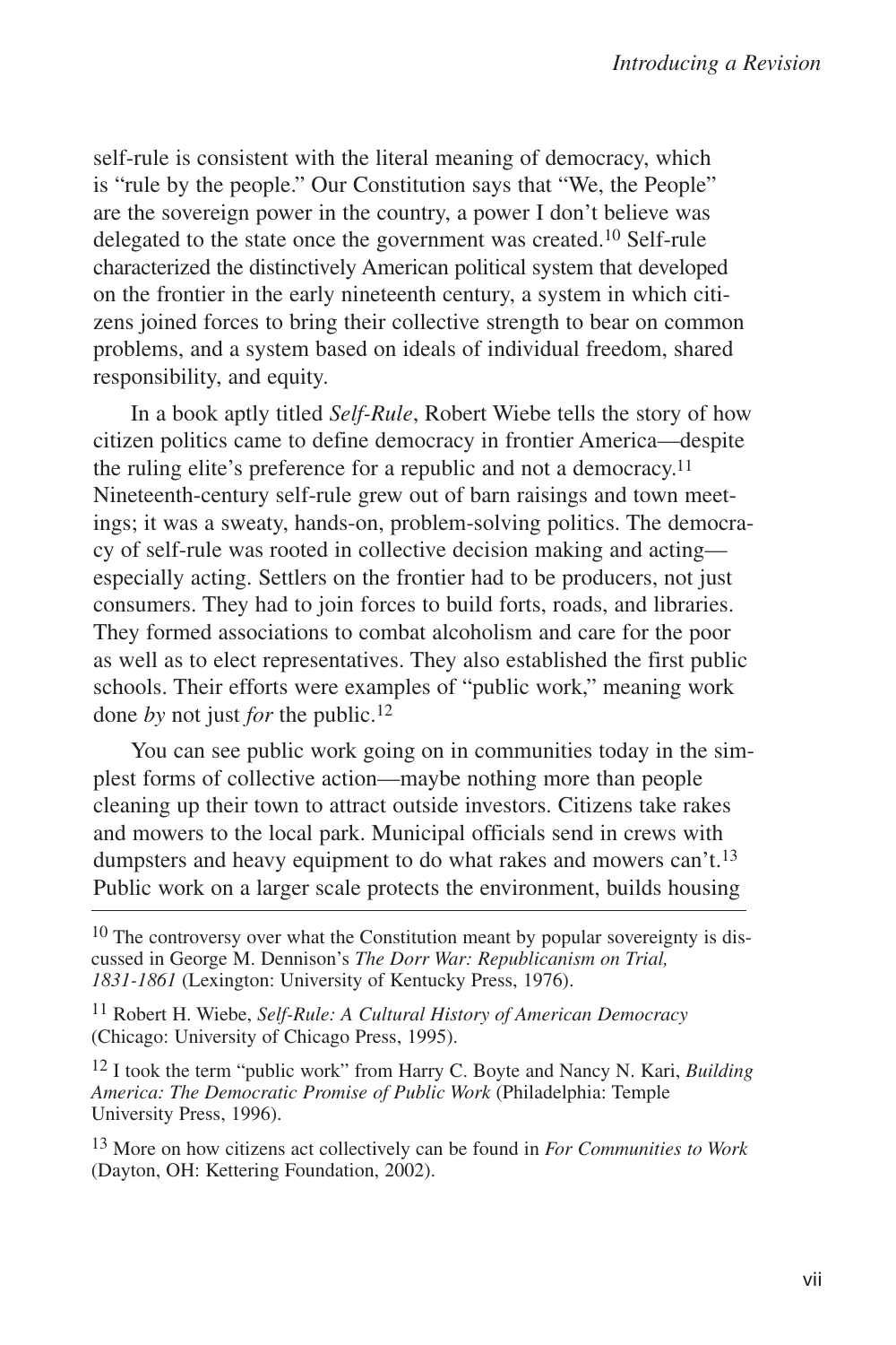self-rule is consistent with the literal meaning of democracy, which is "rule by the people." Our Constitution says that "We, the People" are the sovereign power in the country, a power I don't believe was delegated to the state once the government was created.[10] Self-rule characterized the distinctively American political system that developed on the frontier in the early nineteenth century, a system in which citizens joined forces to bring their collective strength to bear on common problems, and a system based on ideals of individual freedom, shared responsibility, and equity.

In a book aptly titled *Self-Rule*, Robert Wiebe tells the story of how citizen politics came to define democracy in frontier America—despite the ruling elite's preference for a republic and not a democracy.[11] Nineteenth-century self-rule grew out of barn raisings and town meetings; it was a sweaty, hands-on, problem-solving politics. The democracy of self-rule was rooted in collective decision making and acting—especially acting. Settlers on the frontier had to be producers, not just consumers. They had to join forces to build forts, roads, and libraries. They formed associations to combat alcoholism and care for the poor as well as to elect representatives. They also established the first public schools. Their efforts were examples of "public work," meaning work done *by* not just *for* the public.[12]

You can see public work going on in communities today in the simplest forms of collective action—maybe nothing more than people cleaning up their town to attract outside investors. Citizens take rakes and mowers to the local park. Municipal officials send in crews with dumpsters and heavy equipment to do what rakes and mowers can't.[13] Public work on a larger scale protects the environment, builds housing

---

[10] The controversy over what the Constitution meant by popular sovereignty is discussed in George M. Dennison's *The Dorr War: Republicanism on Trial, 1831-1861* (Lexington: University of Kentucky Press, 1976).

[11] Robert H. Wiebe, *Self-Rule: A Cultural History of American Democracy* (Chicago: University of Chicago Press, 1995).

[12] I took the term "public work" from Harry C. Boyte and Nancy N. Kari, *Building America: The Democratic Promise of Public Work* (Philadelphia: Temple University Press, 1996).

[13] More on how citizens act collectively can be found in *For Communities to Work* (Dayton, OH: Kettering Foundation, 2002).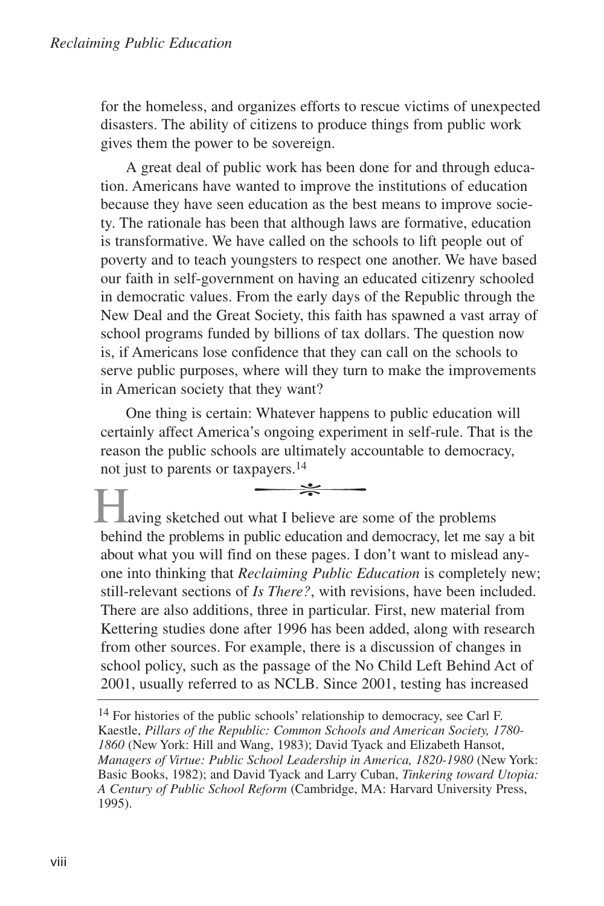for the homeless, and organizes efforts to rescue victims of unexpected disasters. The ability of citizens to produce things from public work gives them the power to be sovereign.

A great deal of public work has been done for and through education. Americans have wanted to improve the institutions of education because they have seen education as the best means to improve society. The rationale has been that although laws are formative, education is transformative. We have called on the schools to lift people out of poverty and to teach youngsters to respect one another. We have based our faith in self-government on having an educated citizenry schooled in democratic values. From the early days of the Republic through the New Deal and the Great Society, this faith has spawned a vast array of school programs funded by billions of tax dollars. The question now is, if Americans lose confidence that they can call on the schools to serve public purposes, where will they turn to make the improvements in American society that they want?

One thing is certain: Whatever happens to public education will certainly affect America's ongoing experiment in self-rule. That is the reason the public schools are ultimately accountable to democracy, not just to parents or taxpayers.[14]

---

Having sketched out what I believe are some of the problems behind the problems in public education and democracy, let me say a bit about what you will find on these pages. I don't want to mislead anyone into thinking that *Reclaiming Public Education* is completely new; still-relevant sections of *Is There?*, with revisions, have been included. There are also additions, three in particular. First, new material from Kettering studies done after 1996 has been added, along with research from other sources. For example, there is a discussion of changes in school policy, such as the passage of the No Child Left Behind Act of 2001, usually referred to as NCLB. Since 2001, testing has increased

---

[14] For histories of the public schools' relationship to democracy, see Carl F. Kaestle, *Pillars of the Republic: Common Schools and American Society, 1780-1860* (New York: Hill and Wang, 1983); David Tyack and Elizabeth Hansot, *Managers of Virtue: Public School Leadership in America, 1820-1980* (New York: Basic Books, 1982); and David Tyack and Larry Cuban, *Tinkering toward Utopia: A Century of Public School Reform* (Cambridge, MA: Harvard University Press, 1995).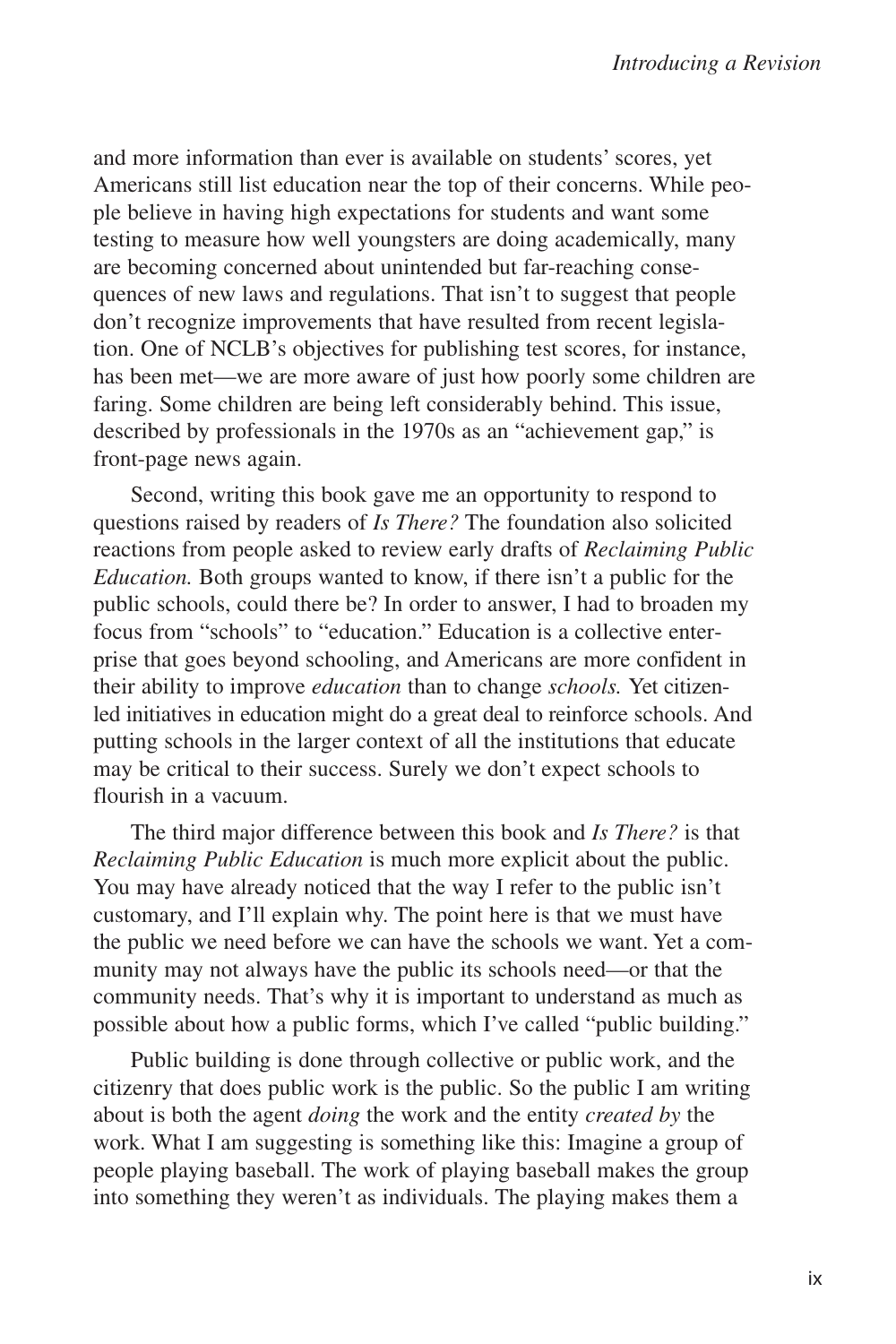and more information than ever is available on students' scores, yet Americans still list education near the top of their concerns. While people believe in having high expectations for students and want some testing to measure how well youngsters are doing academically, many are becoming concerned about unintended but far-reaching consequences of new laws and regulations. That isn't to suggest that people don't recognize improvements that have resulted from recent legislation. One of NCLB's objectives for publishing test scores, for instance, has been met—we are more aware of just how poorly some children are faring. Some children are being left considerably behind. This issue, described by professionals in the 1970s as an "achievement gap," is front-page news again.

Second, writing this book gave me an opportunity to respond to questions raised by readers of *Is There?* The foundation also solicited reactions from people asked to review early drafts of *Reclaiming Public Education.* Both groups wanted to know, if there isn't a public for the public schools, could there be? In order to answer, I had to broaden my focus from "schools" to "education." Education is a collective enterprise that goes beyond schooling, and Americans are more confident in their ability to improve *education* than to change *schools.* Yet citizen-led initiatives in education might do a great deal to reinforce schools. And putting schools in the larger context of all the institutions that educate may be critical to their success. Surely we don't expect schools to flourish in a vacuum.

The third major difference between this book and *Is There?* is that *Reclaiming Public Education* is much more explicit about the public. You may have already noticed that the way I refer to the public isn't customary, and I'll explain why. The point here is that we must have the public we need before we can have the schools we want. Yet a community may not always have the public its schools need—or that the community needs. That's why it is important to understand as much as possible about how a public forms, which I've called "public building."

Public building is done through collective or public work, and the citizenry that does public work is the public. So the public I am writing about is both the agent *doing* the work and the entity *created by* the work. What I am suggesting is something like this: Imagine a group of people playing baseball. The work of playing baseball makes the group into something they weren't as individuals. The playing makes them a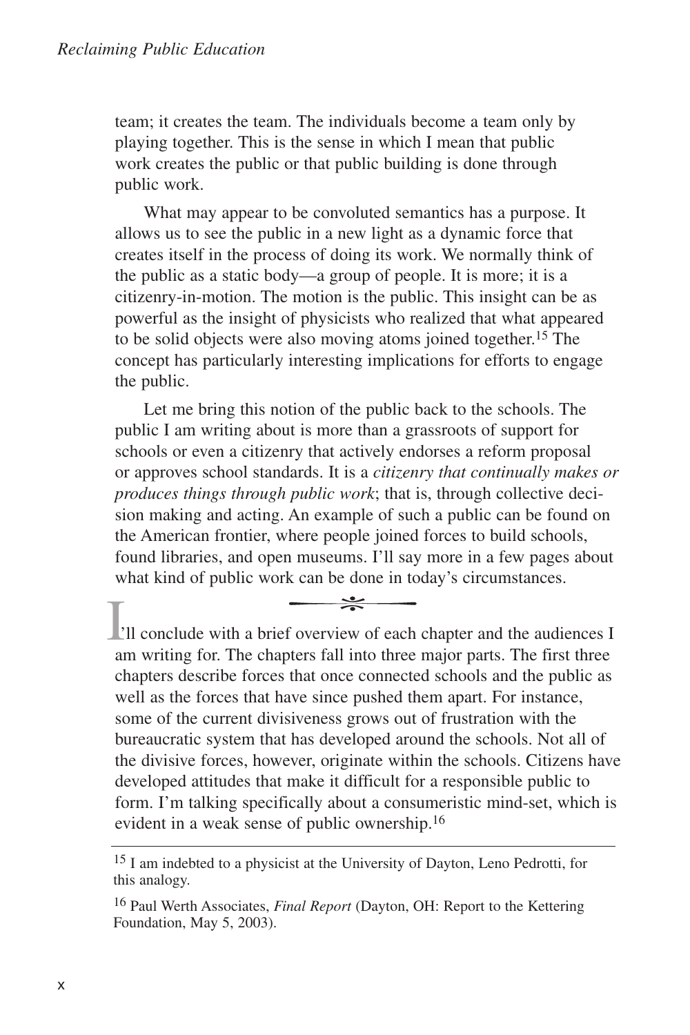team; it creates the team. The individuals become a team only by playing together. This is the sense in which I mean that public work creates the public or that public building is done through public work.

What may appear to be convoluted semantics has a purpose. It allows us to see the public in a new light as a dynamic force that creates itself in the process of doing its work. We normally think of the public as a static body—a group of people. It is more; it is a citizenry-in-motion. The motion is the public. This insight can be as powerful as the insight of physicists who realized that what appeared to be solid objects were also moving atoms joined together.[15] The concept has particularly interesting implications for efforts to engage the public.

Let me bring this notion of the public back to the schools. The public I am writing about is more than a grassroots of support for schools or even a citizenry that actively endorses a reform proposal or approves school standards. It is a *citizenry that continually makes or produces things through public work*; that is, through collective decision making and acting. An example of such a public can be found on the American frontier, where people joined forces to build schools, found libraries, and open museums. I'll say more in a few pages about what kind of public work can be done in today's circumstances.

---

I'll conclude with a brief overview of each chapter and the audiences I am writing for. The chapters fall into three major parts. The first three chapters describe forces that once connected schools and the public as well as the forces that have since pushed them apart. For instance, some of the current divisiveness grows out of frustration with the bureaucratic system that has developed around the schools. Not all of the divisive forces, however, originate within the schools. Citizens have developed attitudes that make it difficult for a responsible public to form. I'm talking specifically about a consumeristic mind-set, which is evident in a weak sense of public ownership.[16]

---

[15] I am indebted to a physicist at the University of Dayton, Leno Pedrotti, for this analogy.

[16] Paul Werth Associates, *Final Report* (Dayton, OH: Report to the Kettering Foundation, May 5, 2003).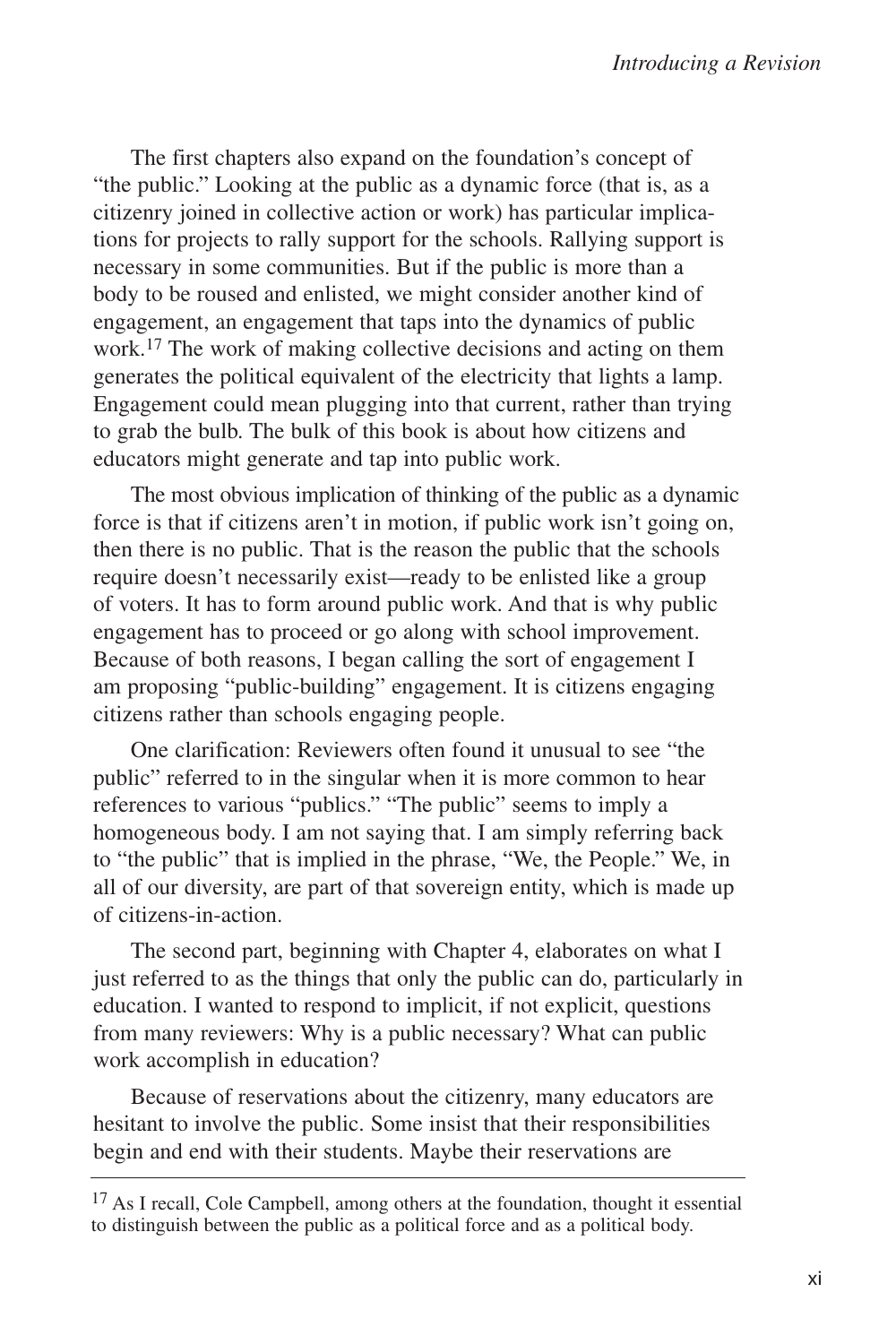The first chapters also expand on the foundation's concept of "the public." Looking at the public as a dynamic force (that is, as a citizenry joined in collective action or work) has particular implications for projects to rally support for the schools. Rallying support is necessary in some communities. But if the public is more than a body to be roused and enlisted, we might consider another kind of engagement, an engagement that taps into the dynamics of public work.[17] The work of making collective decisions and acting on them generates the political equivalent of the electricity that lights a lamp. Engagement could mean plugging into that current, rather than trying to grab the bulb. The bulk of this book is about how citizens and educators might generate and tap into public work.

The most obvious implication of thinking of the public as a dynamic force is that if citizens aren't in motion, if public work isn't going on, then there is no public. That is the reason the public that the schools require doesn't necessarily exist—ready to be enlisted like a group of voters. It has to form around public work. And that is why public engagement has to proceed or go along with school improvement. Because of both reasons, I began calling the sort of engagement I am proposing "public-building" engagement. It is citizens engaging citizens rather than schools engaging people.

One clarification: Reviewers often found it unusual to see "the public" referred to in the singular when it is more common to hear references to various "publics." "The public" seems to imply a homogeneous body. I am not saying that. I am simply referring back to "the public" that is implied in the phrase, "We, the People." We, in all of our diversity, are part of that sovereign entity, which is made up of citizens-in-action.

The second part, beginning with Chapter 4, elaborates on what I just referred to as the things that only the public can do, particularly in education. I wanted to respond to implicit, if not explicit, questions from many reviewers: Why is a public necessary? What can public work accomplish in education?

Because of reservations about the citizenry, many educators are hesitant to involve the public. Some insist that their responsibilities begin and end with their students. Maybe their reservations are

[17] As I recall, Cole Campbell, among others at the foundation, thought it essential to distinguish between the public as a political force and as a political body.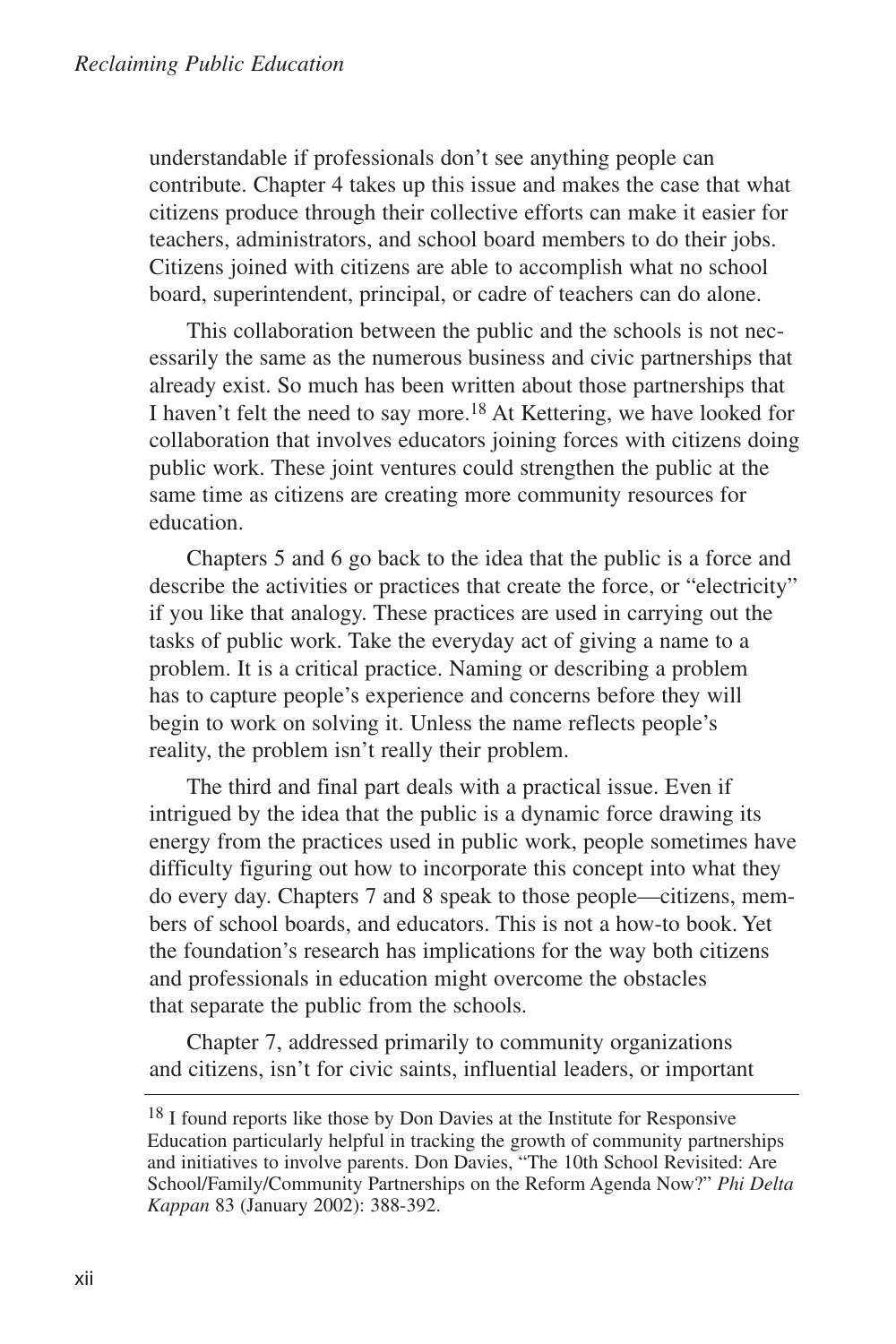understandable if professionals don't see anything people can contribute. Chapter 4 takes up this issue and makes the case that what citizens produce through their collective efforts can make it easier for teachers, administrators, and school board members to do their jobs. Citizens joined with citizens are able to accomplish what no school board, superintendent, principal, or cadre of teachers can do alone.

This collaboration between the public and the schools is not necessarily the same as the numerous business and civic partnerships that already exist. So much has been written about those partnerships that I haven't felt the need to say more.[18] At Kettering, we have looked for collaboration that involves educators joining forces with citizens doing public work. These joint ventures could strengthen the public at the same time as citizens are creating more community resources for education.

Chapters 5 and 6 go back to the idea that the public is a force and describe the activities or practices that create the force, or "electricity" if you like that analogy. These practices are used in carrying out the tasks of public work. Take the everyday act of giving a name to a problem. It is a critical practice. Naming or describing a problem has to capture people's experience and concerns before they will begin to work on solving it. Unless the name reflects people's reality, the problem isn't really their problem.

The third and final part deals with a practical issue. Even if intrigued by the idea that the public is a dynamic force drawing its energy from the practices used in public work, people sometimes have difficulty figuring out how to incorporate this concept into what they do every day. Chapters 7 and 8 speak to those people—citizens, members of school boards, and educators. This is not a how-to book. Yet the foundation's research has implications for the way both citizens and professionals in education might overcome the obstacles that separate the public from the schools.

Chapter 7, addressed primarily to community organizations and citizens, isn't for civic saints, influential leaders, or important

---

[18] I found reports like those by Don Davies at the Institute for Responsive Education particularly helpful in tracking the growth of community partnerships and initiatives to involve parents. Don Davies, "The 10th School Revisited: Are School/Family/Community Partnerships on the Reform Agenda Now?" *Phi Delta Kappan* 83 (January 2002): 388-392.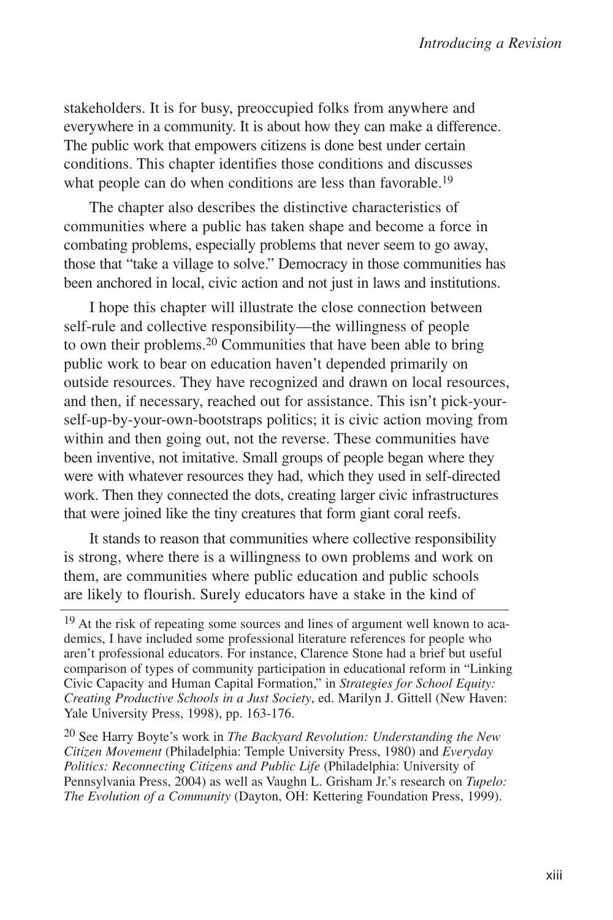stakeholders. It is for busy, preoccupied folks from anywhere and everywhere in a community. It is about how they can make a difference. The public work that empowers citizens is done best under certain conditions. This chapter identifies those conditions and discusses what people can do when conditions are less than favorable.[19]

The chapter also describes the distinctive characteristics of communities where a public has taken shape and become a force in combating problems, especially problems that never seem to go away, those that "take a village to solve." Democracy in those communities has been anchored in local, civic action and not just in laws and institutions.

I hope this chapter will illustrate the close connection between self-rule and collective responsibility—the willingness of people to own their problems.[20] Communities that have been able to bring public work to bear on education haven't depended primarily on outside resources. They have recognized and drawn on local resources, and then, if necessary, reached out for assistance. This isn't pick-yourself-up-by-your-own-bootstraps politics; it is civic action moving from within and then going out, not the reverse. These communities have been inventive, not imitative. Small groups of people began where they were with whatever resources they had, which they used in self-directed work. Then they connected the dots, creating larger civic infrastructures that were joined like the tiny creatures that form giant coral reefs.

It stands to reason that communities where collective responsibility is strong, where there is a willingness to own problems and work on them, are communities where public education and public schools are likely to flourish. Surely educators have a stake in the kind of

---

[19] At the risk of repeating some sources and lines of argument well known to academics, I have included some professional literature references for people who aren't professional educators. For instance, Clarence Stone had a brief but useful comparison of types of community participation in educational reform in "Linking Civic Capacity and Human Capital Formation," in *Strategies for School Equity: Creating Productive Schools in a Just Society*, ed. Marilyn J. Gittell (New Haven: Yale University Press, 1998), pp. 163-176.

[20] See Harry Boyte's work in *The Backyard Revolution: Understanding the New Citizen Movement* (Philadelphia: Temple University Press, 1980) and *Everyday Politics: Reconnecting Citizens and Public Life* (Philadelphia: University of Pennsylvania Press, 2004) as well as Vaughn L. Grisham Jr.'s research on *Tupelo: The Evolution of a Community* (Dayton, OH: Kettering Foundation Press, 1999).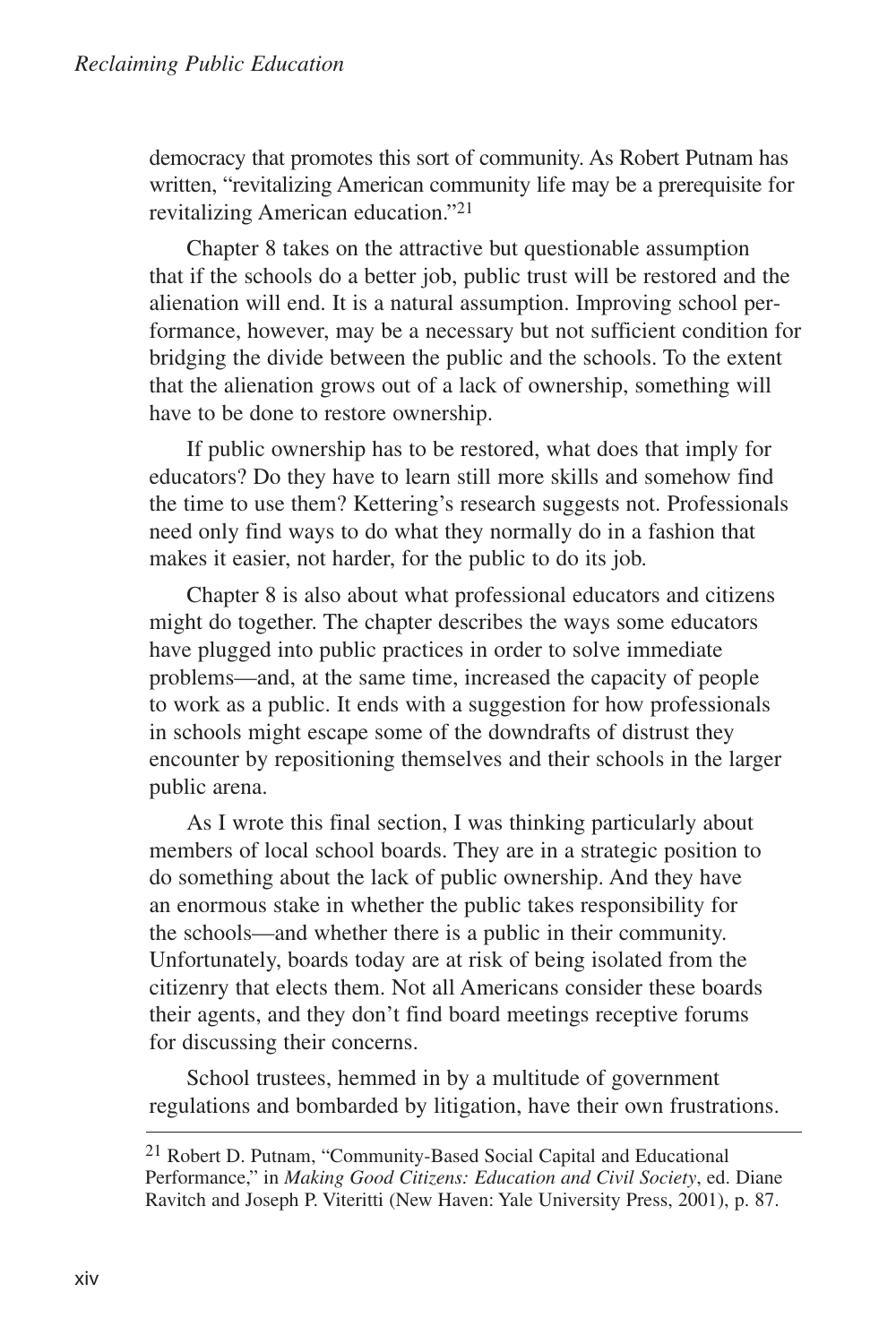democracy that promotes this sort of community. As Robert Putnam has written, “revitalizing American community life may be a prerequisite for revitalizing American education.”[21]

Chapter 8 takes on the attractive but questionable assumption that if the schools do a better job, public trust will be restored and the alienation will end. It is a natural assumption. Improving school performance, however, may be a necessary but not sufficient condition for bridging the divide between the public and the schools. To the extent that the alienation grows out of a lack of ownership, something will have to be done to restore ownership.

If public ownership has to be restored, what does that imply for educators? Do they have to learn still more skills and somehow find the time to use them? Kettering’s research suggests not. Professionals need only find ways to do what they normally do in a fashion that makes it easier, not harder, for the public to do its job.

Chapter 8 is also about what professional educators and citizens might do together. The chapter describes the ways some educators have plugged into public practices in order to solve immediate problems—and, at the same time, increased the capacity of people to work as a public. It ends with a suggestion for how professionals in schools might escape some of the downdrafts of distrust they encounter by repositioning themselves and their schools in the larger public arena.

As I wrote this final section, I was thinking particularly about members of local school boards. They are in a strategic position to do something about the lack of public ownership. And they have an enormous stake in whether the public takes responsibility for the schools—and whether there is a public in their community. Unfortunately, boards today are at risk of being isolated from the citizenry that elects them. Not all Americans consider these boards their agents, and they don’t find board meetings receptive forums for discussing their concerns.

School trustees, hemmed in by a multitude of government regulations and bombarded by litigation, have their own frustrations.

---

[21] Robert D. Putnam, “Community-Based Social Capital and Educational Performance,” in *Making Good Citizens: Education and Civil Society*, ed. Diane Ravitch and Joseph P. Viteritti (New Haven: Yale University Press, 2001), p. 87.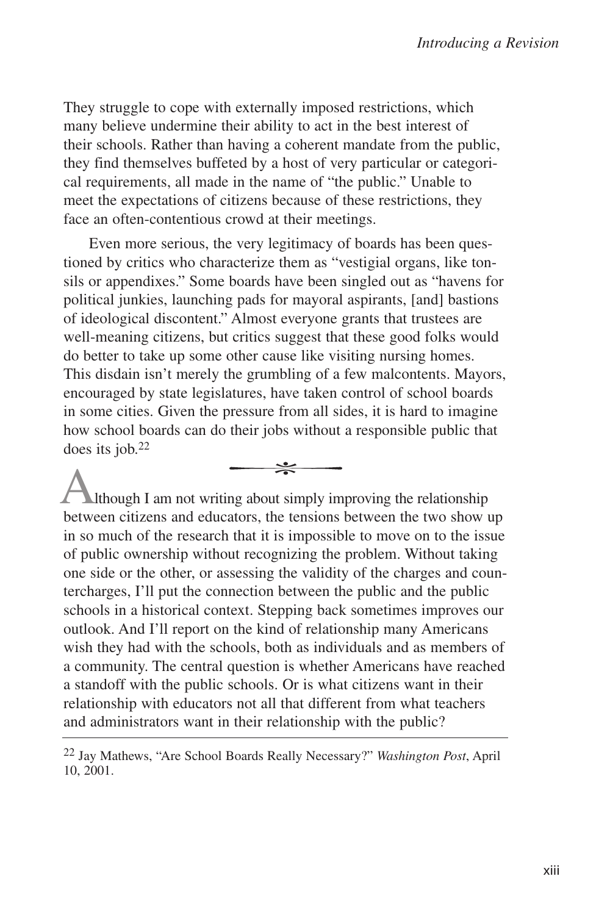They struggle to cope with externally imposed restrictions, which many believe undermine their ability to act in the best interest of their schools. Rather than having a coherent mandate from the public, they find themselves buffeted by a host of very particular or categorical requirements, all made in the name of "the public." Unable to meet the expectations of citizens because of these restrictions, they face an often-contentious crowd at their meetings.

Even more serious, the very legitimacy of boards has been questioned by critics who characterize them as "vestigial organs, like tonsils or appendixes." Some boards have been singled out as "havens for political junkies, launching pads for mayoral aspirants, [and] bastions of ideological discontent." Almost everyone grants that trustees are well-meaning citizens, but critics suggest that these good folks would do better to take up some other cause like visiting nursing homes. This disdain isn't merely the grumbling of a few malcontents. Mayors, encouraged by state legislatures, have taken control of school boards in some cities. Given the pressure from all sides, it is hard to imagine how school boards can do their jobs without a responsible public that does its job.[22]

Although I am not writing about simply improving the relationship between citizens and educators, the tensions between the two show up in so much of the research that it is impossible to move on to the issue of public ownership without recognizing the problem. Without taking one side or the other, or assessing the validity of the charges and countercharges, I'll put the connection between the public and the public schools in a historical context. Stepping back sometimes improves our outlook. And I'll report on the kind of relationship many Americans wish they had with the schools, both as individuals and as members of a community. The central question is whether Americans have reached a standoff with the public schools. Or is what citizens want in their relationship with educators not all that different from what teachers and administrators want in their relationship with the public?

---

[22] Jay Mathews, "Are School Boards Really Necessary?" *Washington Post*, April 10, 2001.